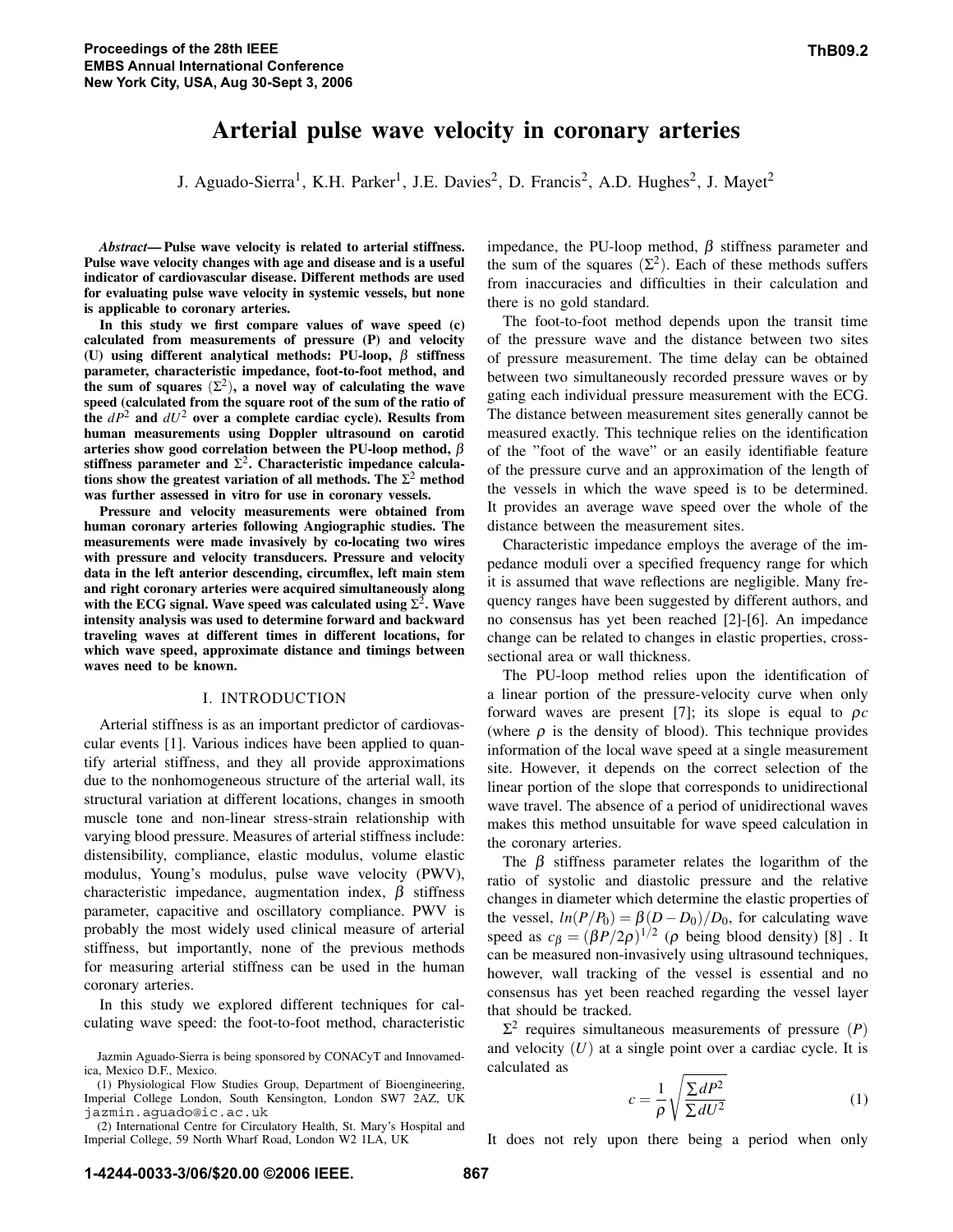# Arterial pulse wave velocity in coronary arteries

J. Aguado-Sierra[1], K.H. Parker[1], J.E. Davies[2], D. Francis[2], A.D. Hughes[2], J. Mayet[2]

***Abstract*— Pulse wave velocity is related to arterial stiffness. Pulse wave velocity changes with age and disease and is a useful indicator of cardiovascular disease. Different methods are used for evaluating pulse wave velocity in systemic vessels, but none is applicable to coronary arteries.**

**In this study we first compare values of wave speed (c) calculated from measurements of pressure (P) and velocity (U) using different analytical methods: PU-loop, $\beta$ stiffness parameter, characteristic impedance, foot-to-foot method, and the sum of squares ($\Sigma^2$), a novel way of calculating the wave speed (calculated from the square root of the sum of the ratio of the $dP^2$ and $dU^2$ over a complete cardiac cycle). Results from human measurements using Doppler ultrasound on carotid arteries show good correlation between the PU-loop method, $\beta$ stiffness parameter and $\Sigma^2$. Characteristic impedance calculations show the greatest variation of all methods. The $\Sigma^2$ method was further assessed in vitro for use in coronary vessels.**

**Pressure and velocity measurements were obtained from human coronary arteries following Angiographic studies. The measurements were made invasively by co-locating two wires with pressure and velocity transducers. Pressure and velocity data in the left anterior descending, circumflex, left main stem and right coronary arteries were acquired simultaneously along with the ECG signal. Wave speed was calculated using $\Sigma^2$. Wave intensity analysis was used to determine forward and backward traveling waves at different times in different locations, for which wave speed, approximate distance and timings between waves need to be known.**

## I. INTRODUCTION

Arterial stiffness is as an important predictor of cardiovascular events [1]. Various indices have been applied to quantify arterial stiffness, and they all provide approximations due to the nonhomogeneous structure of the arterial wall, its structural variation at different locations, changes in smooth muscle tone and non-linear stress-strain relationship with varying blood pressure. Measures of arterial stiffness include: distensibility, compliance, elastic modulus, volume elastic modulus, Young's modulus, pulse wave velocity (PWV), characteristic impedance, augmentation index, $\beta$ stiffness parameter, capacitive and oscillatory compliance. PWV is probably the most widely used clinical measure of arterial stiffness, but importantly, none of the previous methods for measuring arterial stiffness can be used in the human coronary arteries.

In this study we explored different techniques for calculating wave speed: the foot-to-foot method, characteristic impedance, the PU-loop method, $\beta$ stiffness parameter and the sum of the squares ($\Sigma^2$). Each of these methods suffers from inaccuracies and difficulties in their calculation and there is no gold standard.

The foot-to-foot method depends upon the transit time of the pressure wave and the distance between two sites of pressure measurement. The time delay can be obtained between two simultaneously recorded pressure waves or by gating each individual pressure measurement with the ECG. The distance between measurement sites generally cannot be measured exactly. This technique relies on the identification of the "foot of the wave" or an easily identifiable feature of the pressure curve and an approximation of the length of the vessels in which the wave speed is to be determined. It provides an average wave speed over the whole of the distance between the measurement sites.

Characteristic impedance employs the average of the impedance moduli over a specified frequency range for which it is assumed that wave reflections are negligible. Many frequency ranges have been suggested by different authors, and no consensus has yet been reached [2]-[6]. An impedance change can be related to changes in elastic properties, cross-sectional area or wall thickness.

The PU-loop method relies upon the identification of a linear portion of the pressure-velocity curve when only forward waves are present [7]; its slope is equal to $\rho c$ (where $\rho$ is the density of blood). This technique provides information of the local wave speed at a single measurement site. However, it depends on the correct selection of the linear portion of the slope that corresponds to unidirectional wave travel. The absence of a period of unidirectional waves makes this method unsuitable for wave speed calculation in the coronary arteries.

The $\beta$ stiffness parameter relates the logarithm of the ratio of systolic and diastolic pressure and the relative changes in diameter which determine the elastic properties of the vessel, $ln(P/P_0) = \beta(D - D_0)/D_0$, for calculating wave speed as $c_\beta = (\beta P/2\rho)^{1/2}$ ($\rho$ being blood density) [8] . It can be measured non-invasively using ultrasound techniques, however, wall tracking of the vessel is essential and no consensus has yet been reached regarding the vessel layer that should be tracked.

$\Sigma^2$ requires simultaneous measurements of pressure ($P$) and velocity ($U$) at a single point over a cardiac cycle. It is calculated as

$$c = \frac{1}{\rho}\sqrt{\frac{\sum dP^2}{\sum dU^2}} \tag{1}$$

It does not rely upon there being a period when only

Jazmin Aguado-Sierra is being sponsored by CONACyT and Innovamedica, Mexico D.F., Mexico.

(1) Physiological Flow Studies Group, Department of Bioengineering, Imperial College London, South Kensington, London SW7 2AZ, UK jazmin.aguado@ic.ac.uk

(2) International Centre for Circulatory Health, St. Mary's Hospital and Imperial College, 59 North Wharf Road, London W2 1LA, UK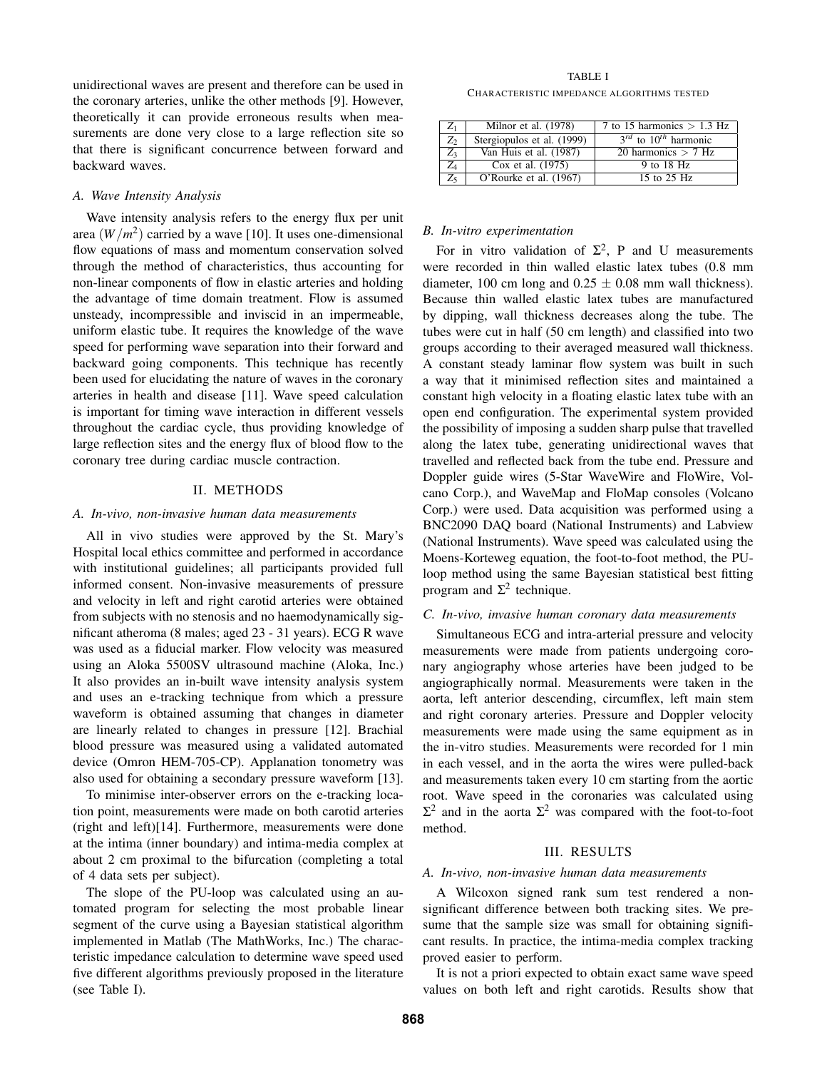unidirectional waves are present and therefore can be used in the coronary arteries, unlike the other methods [9]. However, theoretically it can provide erroneous results when measurements are done very close to a large reflection site so that there is significant concurrence between forward and backward waves.

### A. Wave Intensity Analysis

Wave intensity analysis refers to the energy flux per unit area $(W/m^2)$ carried by a wave [10]. It uses one-dimensional flow equations of mass and momentum conservation solved through the method of characteristics, thus accounting for non-linear components of flow in elastic arteries and holding the advantage of time domain treatment. Flow is assumed unsteady, incompressible and inviscid in an impermeable, uniform elastic tube. It requires the knowledge of the wave speed for performing wave separation into their forward and backward going components. This technique has recently been used for elucidating the nature of waves in the coronary arteries in health and disease [11]. Wave speed calculation is important for timing wave interaction in different vessels throughout the cardiac cycle, thus providing knowledge of large reflection sites and the energy flux of blood flow to the coronary tree during cardiac muscle contraction.

## II. METHODS

### A. In-vivo, non-invasive human data measurements

All in vivo studies were approved by the St. Mary's Hospital local ethics committee and performed in accordance with institutional guidelines; all participants provided full informed consent. Non-invasive measurements of pressure and velocity in left and right carotid arteries were obtained from subjects with no stenosis and no haemodynamically significant atheroma (8 males; aged 23 - 31 years). ECG R wave was used as a fiducial marker. Flow velocity was measured using an Aloka 5500SV ultrasound machine (Aloka, Inc.) It also provides an in-built wave intensity analysis system and uses an e-tracking technique from which a pressure waveform is obtained assuming that changes in diameter are linearly related to changes in pressure [12]. Brachial blood pressure was measured using a validated automated device (Omron HEM-705-CP). Applanation tonometry was also used for obtaining a secondary pressure waveform [13].

To minimise inter-observer errors on the e-tracking location point, measurements were made on both carotid arteries (right and left)[14]. Furthermore, measurements were done at the intima (inner boundary) and intima-media complex at about 2 cm proximal to the bifurcation (completing a total of 4 data sets per subject).

The slope of the PU-loop was calculated using an automated program for selecting the most probable linear segment of the curve using a Bayesian statistical algorithm implemented in Matlab (The MathWorks, Inc.) The characteristic impedance calculation to determine wave speed used five different algorithms previously proposed in the literature (see Table I).

TABLE I

CHARACTERISTIC IMPEDANCE ALGORITHMS TESTED

| | | |
|---|---|---|
| $Z_1$ | Milnor et al. (1978) | 7 to 15 harmonics > 1.3 Hz |
| $Z_2$ | Stergiopulos et al. (1999) | $3^{rd}$ to $10^{th}$ harmonic |
| $Z_3$ | Van Huis et al. (1987) | 20 harmonics > 7 Hz |
| $Z_4$ | Cox et al. (1975) | 9 to 18 Hz |
| $Z_5$ | O'Rourke et al. (1967) | 15 to 25 Hz |

### B. In-vitro experimentation

For in vitro validation of $\Sigma^2$, P and U measurements were recorded in thin walled elastic latex tubes (0.8 mm diameter, 100 cm long and 0.25 ± 0.08 mm wall thickness). Because thin walled elastic latex tubes are manufactured by dipping, wall thickness decreases along the tube. The tubes were cut in half (50 cm length) and classified into two groups according to their averaged measured wall thickness. A constant steady laminar flow system was built in such a way that it minimised reflection sites and maintained a constant high velocity in a floating elastic latex tube with an open end configuration. The experimental system provided the possibility of imposing a sudden sharp pulse that travelled along the latex tube, generating unidirectional waves that travelled and reflected back from the tube end. Pressure and Doppler guide wires (5-Star WaveWire and FloWire, Volcano Corp.), and WaveMap and FloMap consoles (Volcano Corp.) were used. Data acquisition was performed using a BNC2090 DAQ board (National Instruments) and Labview (National Instruments). Wave speed was calculated using the Moens-Korteweg equation, the foot-to-foot method, the PU-loop method using the same Bayesian statistical best fitting program and $\Sigma^2$ technique.

### C. In-vivo, invasive human coronary data measurements

Simultaneous ECG and intra-arterial pressure and velocity measurements were made from patients undergoing coronary angiography whose arteries have been judged to be angiographically normal. Measurements were taken in the aorta, left anterior descending, circumflex, left main stem and right coronary arteries. Pressure and Doppler velocity measurements were made using the same equipment as in the in-vitro studies. Measurements were recorded for 1 min in each vessel, and in the aorta the wires were pulled-back and measurements taken every 10 cm starting from the aortic root. Wave speed in the coronaries was calculated using $\Sigma^2$ and in the aorta $\Sigma^2$ was compared with the foot-to-foot method.

## III. RESULTS

### A. In-vivo, non-invasive human data measurements

A Wilcoxon signed rank sum test rendered a non-significant difference between both tracking sites. We presume that the sample size was small for obtaining significant results. In practice, the intima-media complex tracking proved easier to perform.

It is not a priori expected to obtain exact same wave speed values on both left and right carotids. Results show that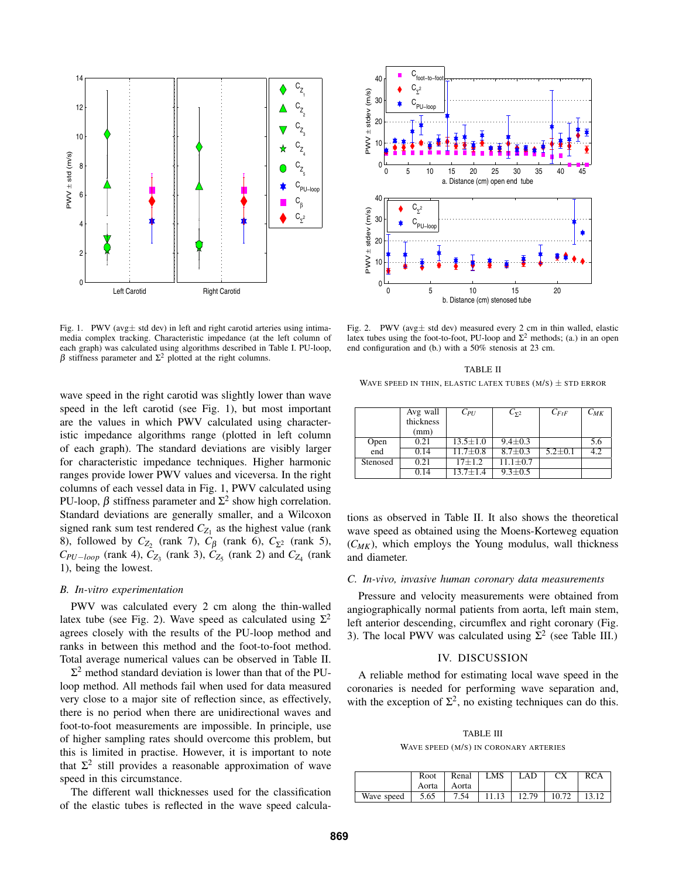Fig. 1. PWV (avg± std dev) in left and right carotid arteries using intima-media complex tracking. Characteristic impedance (at the left column of each graph) was calculated using algorithms described in Table I. PU-loop, $\beta$ stiffness parameter and $\Sigma^2$ plotted at the right columns.

wave speed in the right carotid was slightly lower than wave speed in the left carotid (see Fig. 1), but most important are the values in which PWV calculated using characteristic impedance algorithms range (plotted in left column of each graph). The standard deviations are visibly larger for characteristic impedance techniques. Higher harmonic ranges provide lower PWV values and viceversa. In the right columns of each vessel data in Fig. 1, PWV calculated using PU-loop, $\beta$ stiffness parameter and $\Sigma^2$ show high correlation. Standard deviations are generally smaller, and a Wilcoxon signed rank sum test rendered $C_{Z_1}$ as the highest value (rank 8), followed by $C_{Z_2}$ (rank 7), $C_\beta$ (rank 6), $C_{\Sigma^2}$ (rank 5), $C_{PU-loop}$ (rank 4), $C_{Z_3}$ (rank 3), $C_{Z_5}$ (rank 2) and $C_{Z_4}$ (rank 1), being the lowest.

### B. In-vitro experimentation

PWV was calculated every 2 cm along the thin-walled latex tube (see Fig. 2). Wave speed as calculated using $\Sigma^2$ agrees closely with the results of the PU-loop method and ranks in between this method and the foot-to-foot method. Total average numerical values can be observed in Table II. $\Sigma^2$ method standard deviation is lower than that of the PU-loop method. All methods fail when used for data measured very close to a major site of reflection since, as effectively, there is no period when there are unidirectional waves and foot-to-foot measurements are impossible. In principle, use of higher sampling rates should overcome this problem, but this is limited in practise. However, it is important to note that $\Sigma^2$ still provides a reasonable approximation of wave speed in this circumstance.

The different wall thicknesses used for the classification of the elastic tubes is reflected in the wave speed calculations as observed in Table II. It also shows the theoretical wave speed as obtained using the Moens-Korteweg equation ($C_{MK}$), which employs the Young modulus, wall thickness and diameter.

Fig. 2. PWV (avg± std dev) measured every 2 cm in thin walled, elastic latex tubes using the foot-to-foot, PU-loop and $\Sigma^2$ methods; (a.) in an open end configuration and (b.) with a 50% stenosis at 23 cm.

TABLE II
WAVE SPEED IN THIN, ELASTIC LATEX TUBES (M/S) ± STD ERROR

| | Avg wall thickness (mm) | $C_{PU}$ | $C_{\Sigma^2}$ | $C_{FtF}$ | $C_{MK}$ |
|---|---|---|---|---|---|
| Open end | 0.21 | 13.5±1.0 | 9.4±0.3 | | 5.6 |
| | 0.14 | 11.7±0.8 | 8.7±0.3 | 5.2±0.1 | 4.2 |
| Stenosed | 0.21 | 17±1.2 | 11.1±0.7 | | |
| | 0.14 | 13.7±1.4 | 9.3±0.5 | | |

### C. In-vivo, invasive human coronary data measurements

Pressure and velocity measurements were obtained from angiographically normal patients from aorta, left main stem, left anterior descending, circumflex and right coronary (Fig. 3). The local PWV was calculated using $\Sigma^2$ (see Table III.)

## IV. DISCUSSION

A reliable method for estimating local wave speed in the coronaries is needed for performing wave separation and, with the exception of $\Sigma^2$, no existing techniques can do this.

TABLE III
WAVE SPEED (M/S) IN CORONARY ARTERIES

| | Root Aorta | Renal Aorta | LMS | LAD | CX | RCA |
|---|---|---|---|---|---|---|
| Wave speed | 5.65 | 7.54 | 11.13 | 12.79 | 10.72 | 13.12 |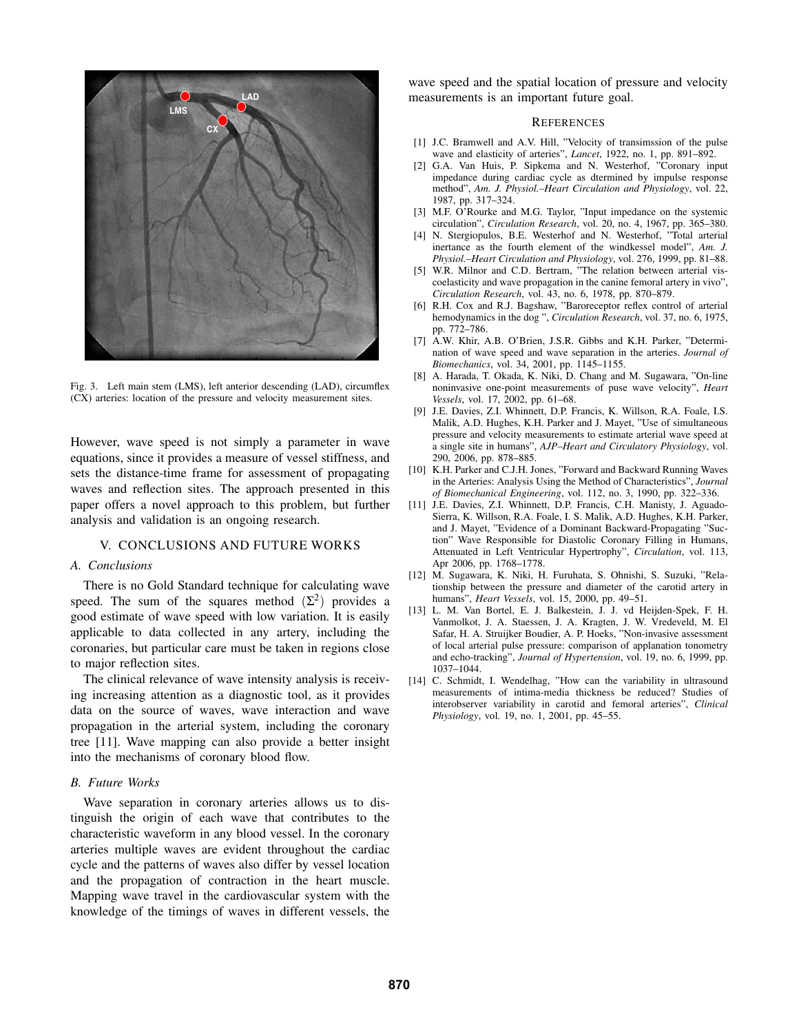LMS

LAD

CX

Fig. 3. Left main stem (LMS), left anterior descending (LAD), circumflex (CX) arteries: location of the pressure and velocity measurement sites.

However, wave speed is not simply a parameter in wave equations, since it provides a measure of vessel stiffness, and sets the distance-time frame for assessment of propagating waves and reflection sites. The approach presented in this paper offers a novel approach to this problem, but further analysis and validation is an ongoing research.

## V. CONCLUSIONS AND FUTURE WORKS

### *A. Conclusions*

There is no Gold Standard technique for calculating wave speed. The sum of the squares method ($\Sigma^2$) provides a good estimate of wave speed with low variation. It is easily applicable to data collected in any artery, including the coronaries, but particular care must be taken in regions close to major reflection sites.

The clinical relevance of wave intensity analysis is receiving increasing attention as a diagnostic tool, as it provides data on the source of waves, wave interaction and wave propagation in the arterial system, including the coronary tree [11]. Wave mapping can also provide a better insight into the mechanisms of coronary blood flow.

### *B. Future Works*

Wave separation in coronary arteries allows us to distinguish the origin of each wave that contributes to the characteristic waveform in any blood vessel. In the coronary arteries multiple waves are evident throughout the cardiac cycle and the patterns of waves also differ by vessel location and the propagation of contraction in the heart muscle. Mapping wave travel in the cardiovascular system with the knowledge of the timings of waves in different vessels, the wave speed and the spatial location of pressure and velocity measurements is an important future goal.

## REFERENCES

[1] J.C. Bramwell and A.V. Hill, "Velocity of transimssion of the pulse wave and elasticity of arteries", *Lancet*, 1922, no. 1, pp. 891–892.

[2] G.A. Van Huis, P. Sipkema and N. Westerhof, "Coronary input impedance during cardiac cycle as dtermined by impulse response method", *Am. J. Physiol.–Heart Circulation and Physiology*, vol. 22, 1987, pp. 317–324.

[3] M.F. O'Rourke and M.G. Taylor, "Input impedance on the systemic circulation", *Circulation Research*, vol. 20, no. 4, 1967, pp. 365–380.

[4] N. Stergiopulos, B.E. Westerhof and N. Westerhof, "Total arterial inertance as the fourth element of the windkessel model", *Am. J. Physiol.–Heart Circulation and Physiology*, vol. 276, 1999, pp. 81–88.

[5] W.R. Milnor and C.D. Bertram, "The relation between arterial viscoelasticity and wave propagation in the canine femoral artery in vivo", *Circulation Research*, vol. 43, no. 6, 1978, pp. 870–879.

[6] R.H. Cox and R.J. Bagshaw, "Baroreceptor reflex control of arterial hemodynamics in the dog ", *Circulation Research*, vol. 37, no. 6, 1975, pp. 772–786.

[7] A.W. Khir, A.B. O'Brien, J.S.R. Gibbs and K.H. Parker, "Determination of wave speed and wave separation in the arteries. *Journal of Biomechanics*, vol. 34, 2001, pp. 1145–1155.

[8] A. Harada, T. Okada, K. Niki, D. Chang and M. Sugawara, "On-line noninvasive one-point measurements of puse wave velocity", *Heart Vessels*, vol. 17, 2002, pp. 61–68.

[9] J.E. Davies, Z.I. Whinnett, D.P. Francis, K. Willson, R.A. Foale, I.S. Malik, A.D. Hughes, K.H. Parker and J. Mayet, "Use of simultaneous pressure and velocity measurements to estimate arterial wave speed at a single site in humans", *AJP–Heart and Circulatory Physiology*, vol. 290, 2006, pp. 878–885.

[10] K.H. Parker and C.J.H. Jones, "Forward and Backward Running Waves in the Arteries: Analysis Using the Method of Characteristics", *Journal of Biomechanical Engineering*, vol. 112, no. 3, 1990, pp. 322–336.

[11] J.E. Davies, Z.I. Whinnett, D.P. Francis, C.H. Manisty, J. Aguado-Sierra, K. Willson, R.A. Foale, I. S. Malik, A.D. Hughes, K.H. Parker, and J. Mayet, "Evidence of a Dominant Backward-Propagating "Suction" Wave Responsible for Diastolic Coronary Filling in Humans, Attenuated in Left Ventricular Hypertrophy", *Circulation*, vol. 113, Apr 2006, pp. 1768–1778.

[12] M. Sugawara, K. Niki, H. Furuhata, S. Ohnishi, S. Suzuki, "Relationship between the pressure and diameter of the carotid artery in humans", *Heart Vessels*, vol. 15, 2000, pp. 49–51.

[13] L. M. Van Bortel, E. J. Balkestein, J. J. vd Heijden-Spek, F. H. Vanmolkot, J. A. Staessen, J. A. Kragten, J. W. Vredeveld, M. El Safar, H. A. Struijker Boudier, A. P. Hoeks, "Non-invasive assessment of local arterial pulse pressure: comparison of applanation tonometry and echo-tracking", *Journal of Hypertension*, vol. 19, no. 6, 1999, pp. 1037–1044.

[14] C. Schmidt, I. Wendelhag, "How can the variability in ultrasound measurements of intima-media thickness be reduced? Studies of interobserver variability in carotid and femoral arteries", *Clinical Physiology*, vol. 19, no. 1, 2001, pp. 45–55.